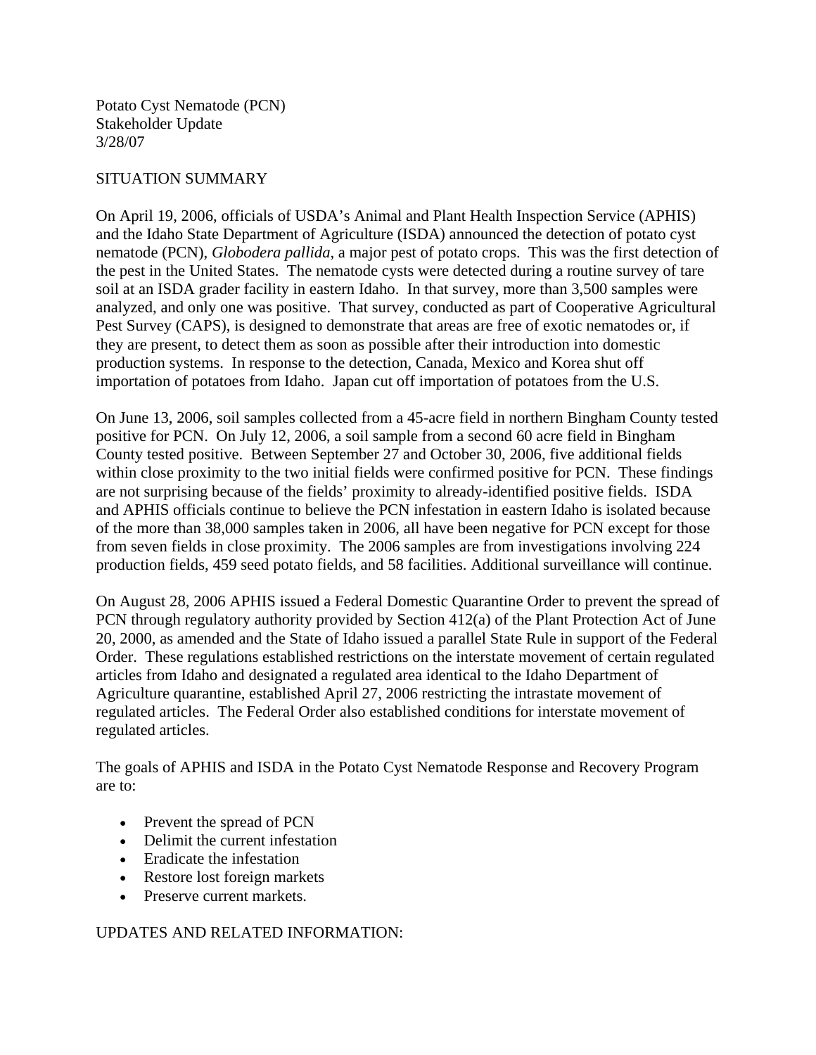Potato Cyst Nematode (PCN)
Stakeholder Update
3/28/07

## SITUATION SUMMARY

On April 19, 2006, officials of USDA's Animal and Plant Health Inspection Service (APHIS) and the Idaho State Department of Agriculture (ISDA) announced the detection of potato cyst nematode (PCN), *Globodera pallida*, a major pest of potato crops. This was the first detection of the pest in the United States. The nematode cysts were detected during a routine survey of tare soil at an ISDA grader facility in eastern Idaho. In that survey, more than 3,500 samples were analyzed, and only one was positive. That survey, conducted as part of Cooperative Agricultural Pest Survey (CAPS), is designed to demonstrate that areas are free of exotic nematodes or, if they are present, to detect them as soon as possible after their introduction into domestic production systems. In response to the detection, Canada, Mexico and Korea shut off importation of potatoes from Idaho. Japan cut off importation of potatoes from the U.S.

On June 13, 2006, soil samples collected from a 45-acre field in northern Bingham County tested positive for PCN. On July 12, 2006, a soil sample from a second 60 acre field in Bingham County tested positive. Between September 27 and October 30, 2006, five additional fields within close proximity to the two initial fields were confirmed positive for PCN. These findings are not surprising because of the fields' proximity to already-identified positive fields. ISDA and APHIS officials continue to believe the PCN infestation in eastern Idaho is isolated because of the more than 38,000 samples taken in 2006, all have been negative for PCN except for those from seven fields in close proximity. The 2006 samples are from investigations involving 224 production fields, 459 seed potato fields, and 58 facilities. Additional surveillance will continue.

On August 28, 2006 APHIS issued a Federal Domestic Quarantine Order to prevent the spread of PCN through regulatory authority provided by Section 412(a) of the Plant Protection Act of June 20, 2000, as amended and the State of Idaho issued a parallel State Rule in support of the Federal Order. These regulations established restrictions on the interstate movement of certain regulated articles from Idaho and designated a regulated area identical to the Idaho Department of Agriculture quarantine, established April 27, 2006 restricting the intrastate movement of regulated articles. The Federal Order also established conditions for interstate movement of regulated articles.

The goals of APHIS and ISDA in the Potato Cyst Nematode Response and Recovery Program are to:

- Prevent the spread of PCN
- Delimit the current infestation
- Eradicate the infestation
- Restore lost foreign markets
- Preserve current markets.

## UPDATES AND RELATED INFORMATION: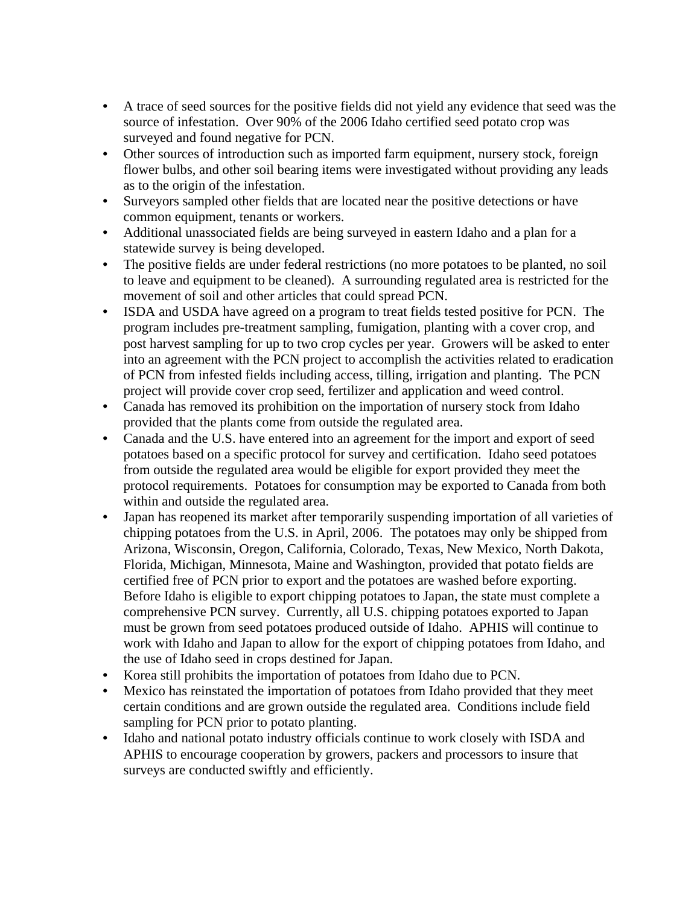- A trace of seed sources for the positive fields did not yield any evidence that seed was the source of infestation. Over 90% of the 2006 Idaho certified seed potato crop was surveyed and found negative for PCN.
- Other sources of introduction such as imported farm equipment, nursery stock, foreign flower bulbs, and other soil bearing items were investigated without providing any leads as to the origin of the infestation.
- Surveyors sampled other fields that are located near the positive detections or have common equipment, tenants or workers.
- Additional unassociated fields are being surveyed in eastern Idaho and a plan for a statewide survey is being developed.
- The positive fields are under federal restrictions (no more potatoes to be planted, no soil to leave and equipment to be cleaned). A surrounding regulated area is restricted for the movement of soil and other articles that could spread PCN.
- ISDA and USDA have agreed on a program to treat fields tested positive for PCN. The program includes pre-treatment sampling, fumigation, planting with a cover crop, and post harvest sampling for up to two crop cycles per year. Growers will be asked to enter into an agreement with the PCN project to accomplish the activities related to eradication of PCN from infested fields including access, tilling, irrigation and planting. The PCN project will provide cover crop seed, fertilizer and application and weed control.
- Canada has removed its prohibition on the importation of nursery stock from Idaho provided that the plants come from outside the regulated area.
- Canada and the U.S. have entered into an agreement for the import and export of seed potatoes based on a specific protocol for survey and certification. Idaho seed potatoes from outside the regulated area would be eligible for export provided they meet the protocol requirements. Potatoes for consumption may be exported to Canada from both within and outside the regulated area.
- Japan has reopened its market after temporarily suspending importation of all varieties of chipping potatoes from the U.S. in April, 2006. The potatoes may only be shipped from Arizona, Wisconsin, Oregon, California, Colorado, Texas, New Mexico, North Dakota, Florida, Michigan, Minnesota, Maine and Washington, provided that potato fields are certified free of PCN prior to export and the potatoes are washed before exporting. Before Idaho is eligible to export chipping potatoes to Japan, the state must complete a comprehensive PCN survey. Currently, all U.S. chipping potatoes exported to Japan must be grown from seed potatoes produced outside of Idaho. APHIS will continue to work with Idaho and Japan to allow for the export of chipping potatoes from Idaho, and the use of Idaho seed in crops destined for Japan.
- Korea still prohibits the importation of potatoes from Idaho due to PCN.
- Mexico has reinstated the importation of potatoes from Idaho provided that they meet certain conditions and are grown outside the regulated area. Conditions include field sampling for PCN prior to potato planting.
- Idaho and national potato industry officials continue to work closely with ISDA and APHIS to encourage cooperation by growers, packers and processors to insure that surveys are conducted swiftly and efficiently.